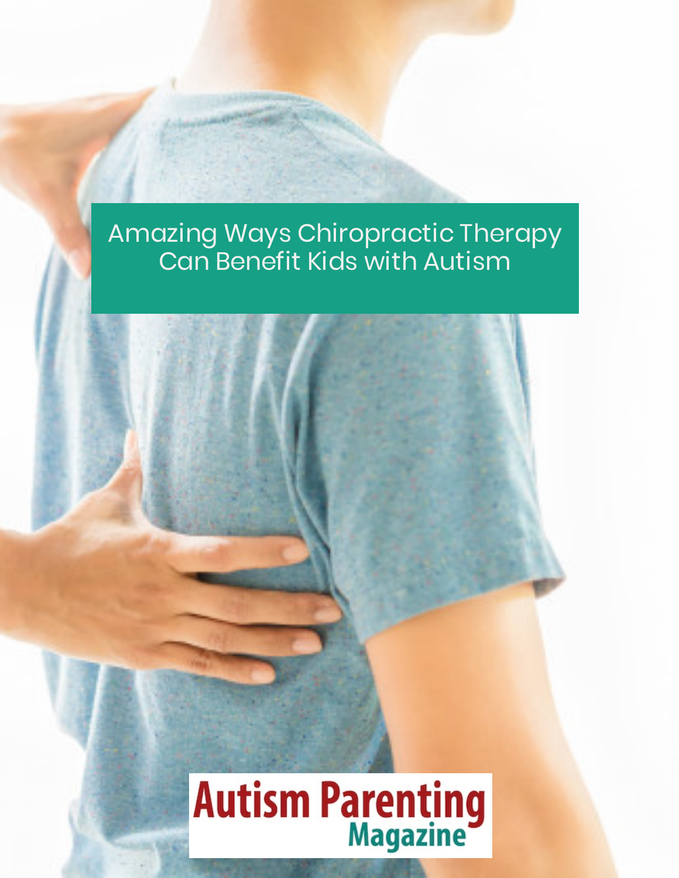# Amazing Ways Chiropractic Therapy Can Benefit Kids with Autism

Autism Parenting Magazine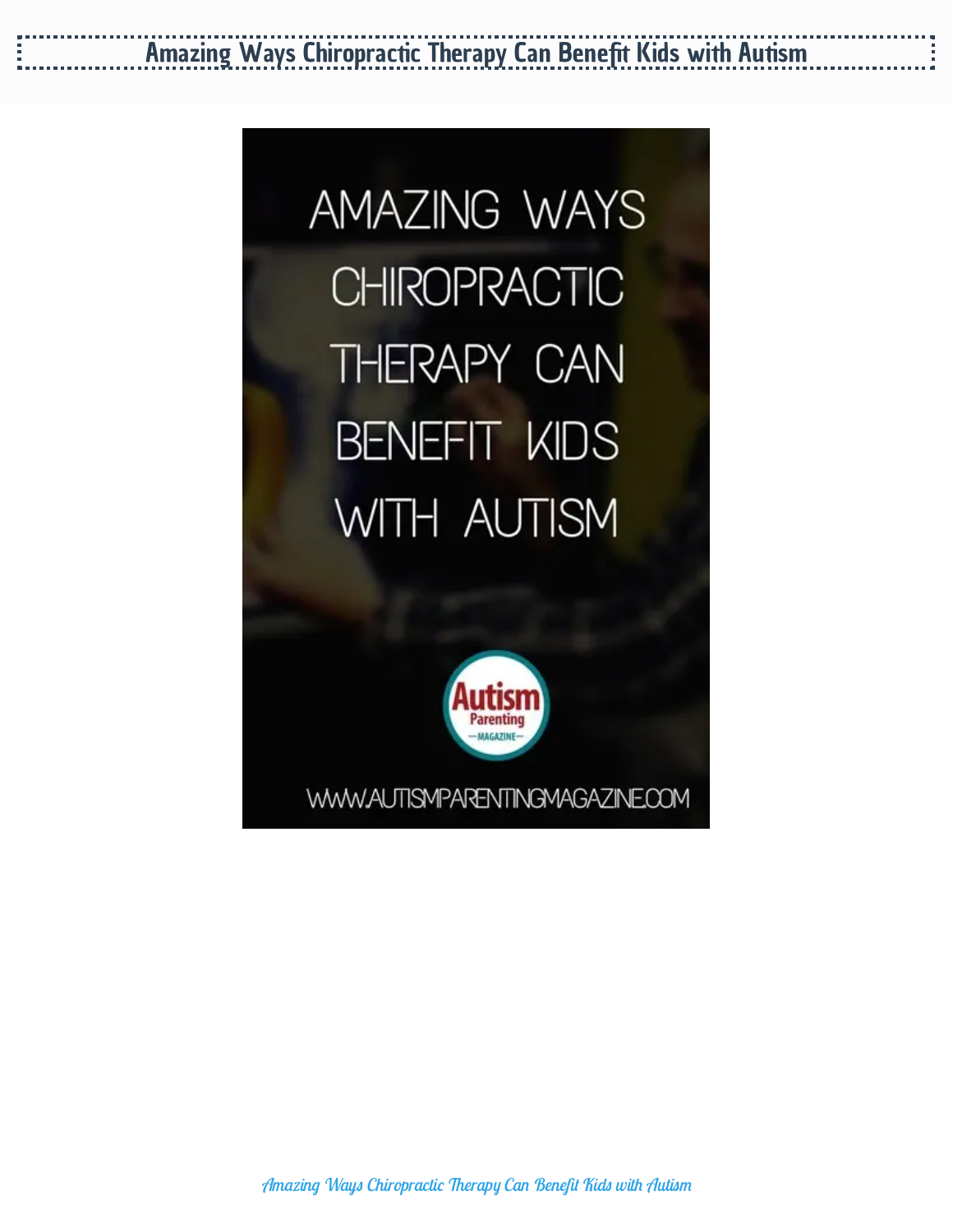Amazing Ways Chiropractic Therapy Can Benefit Kids with Autism

AMAZING WAYS CHIROPRACTIC THERAPY CAN BENEFIT KIDS WITH AUTISM

Autism Parenting MAGAZINE

WWW.AUTISMPARENTINGMAGAZINE.COM

*Amazing Ways Chiropractic Therapy Can Benefit Kids with Autism*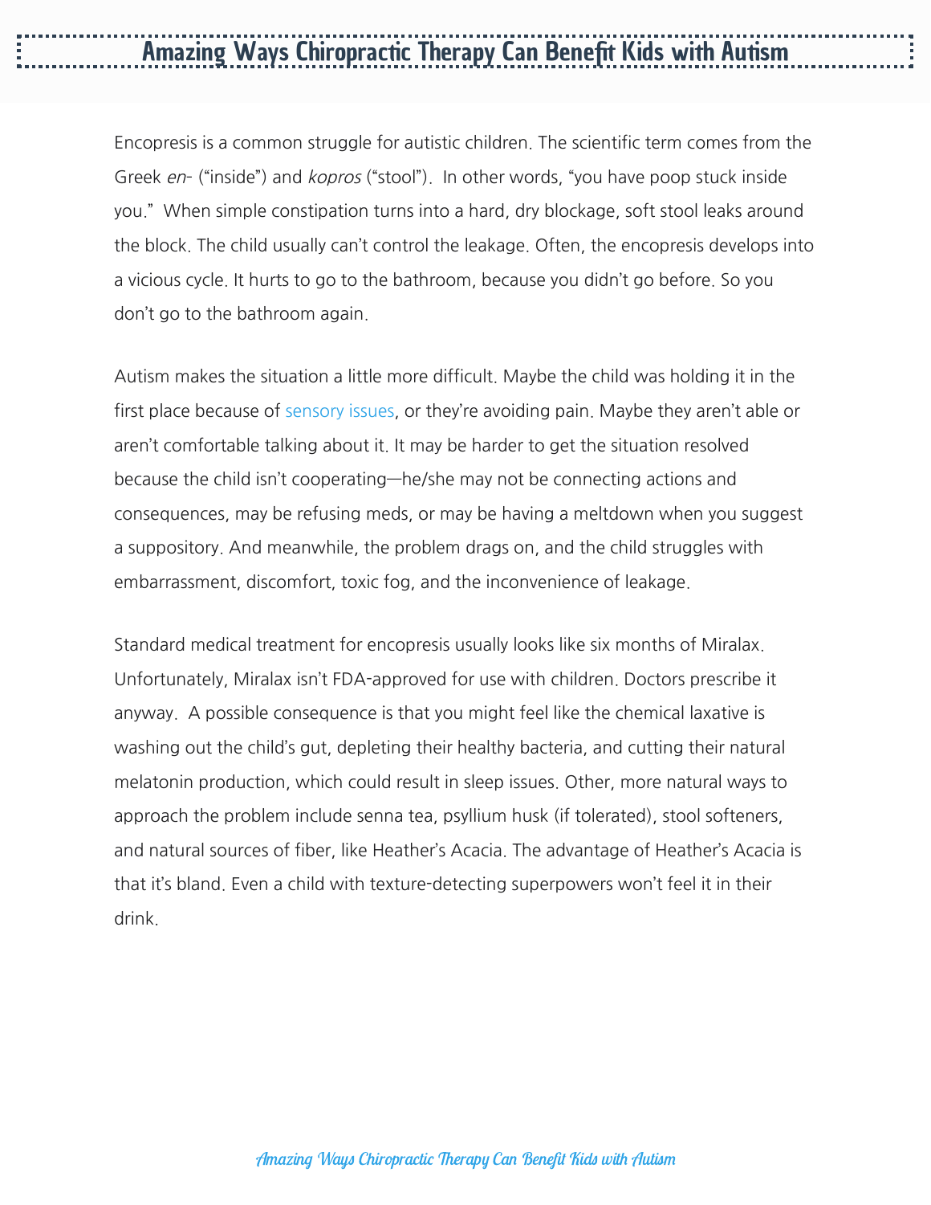Encopresis is a common struggle for autistic children. The scientific term comes from the Greek *en-* ("inside") and *kopros* ("stool"). In other words, "you have poop stuck inside you." When simple constipation turns into a hard, dry blockage, soft stool leaks around the block. The child usually can't control the leakage. Often, the encopresis develops into a vicious cycle. It hurts to go to the bathroom, because you didn't go before. So you don't go to the bathroom again.

Autism makes the situation a little more difficult. Maybe the child was holding it in the first place because of sensory issues, or they're avoiding pain. Maybe they aren't able or aren't comfortable talking about it. It may be harder to get the situation resolved because the child isn't cooperating—he/she may not be connecting actions and consequences, may be refusing meds, or may be having a meltdown when you suggest a suppository. And meanwhile, the problem drags on, and the child struggles with embarrassment, discomfort, toxic fog, and the inconvenience of leakage.

Standard medical treatment for encopresis usually looks like six months of Miralax. Unfortunately, Miralax isn't FDA-approved for use with children. Doctors prescribe it anyway. A possible consequence is that you might feel like the chemical laxative is washing out the child's gut, depleting their healthy bacteria, and cutting their natural melatonin production, which could result in sleep issues. Other, more natural ways to approach the problem include senna tea, psyllium husk (if tolerated), stool softeners, and natural sources of fiber, like Heather's Acacia. The advantage of Heather's Acacia is that it's bland. Even a child with texture-detecting superpowers won't feel it in their drink.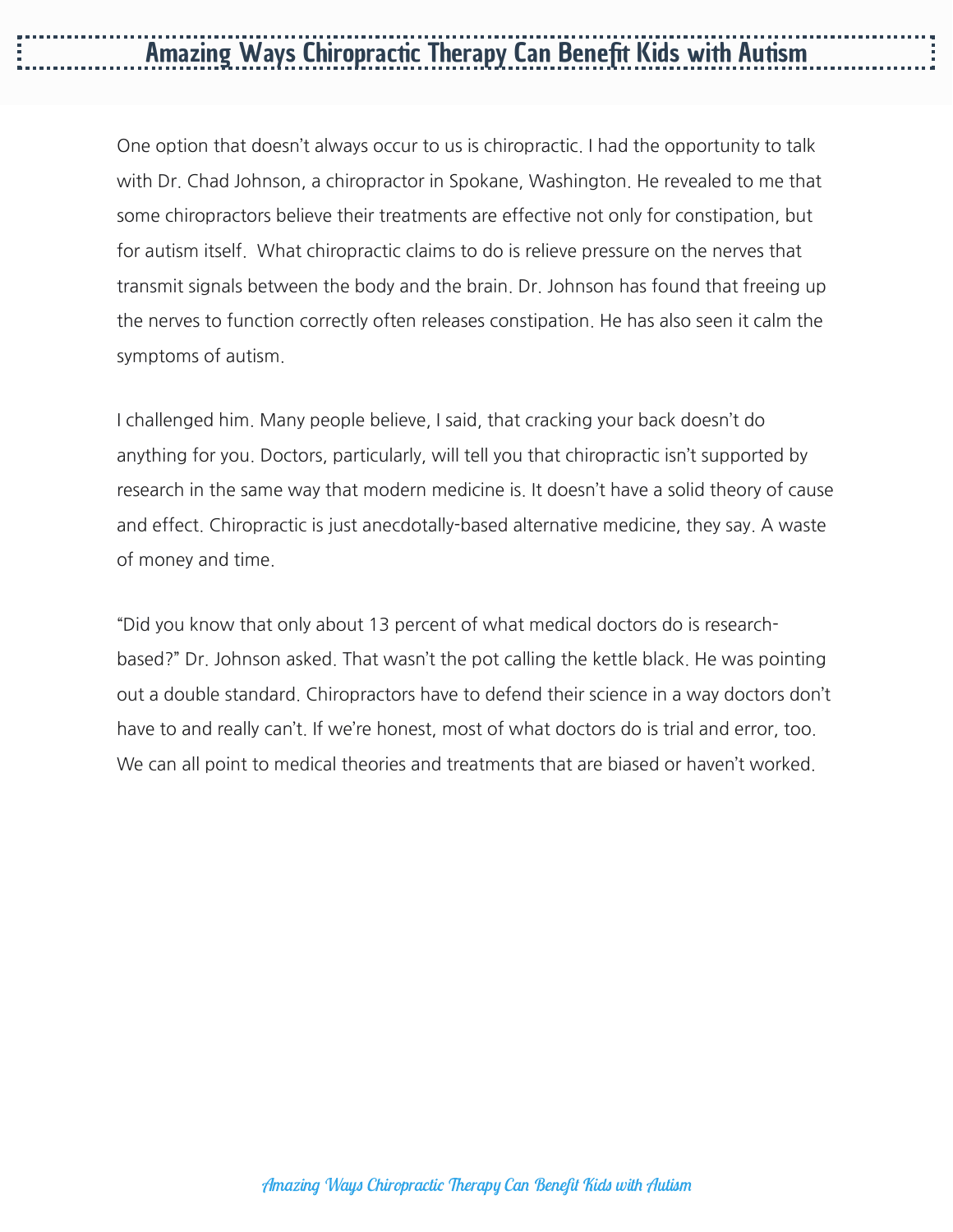One option that doesn't always occur to us is chiropractic. I had the opportunity to talk with Dr. Chad Johnson, a chiropractor in Spokane, Washington. He revealed to me that some chiropractors believe their treatments are effective not only for constipation, but for autism itself. What chiropractic claims to do is relieve pressure on the nerves that transmit signals between the body and the brain. Dr. Johnson has found that freeing up the nerves to function correctly often releases constipation. He has also seen it calm the symptoms of autism.

I challenged him. Many people believe, I said, that cracking your back doesn't do anything for you. Doctors, particularly, will tell you that chiropractic isn't supported by research in the same way that modern medicine is. It doesn't have a solid theory of cause and effect. Chiropractic is just anecdotally-based alternative medicine, they say. A waste of money and time.

"Did you know that only about 13 percent of what medical doctors do is research-based?" Dr. Johnson asked. That wasn't the pot calling the kettle black. He was pointing out a double standard. Chiropractors have to defend their science in a way doctors don't have to and really can't. If we're honest, most of what doctors do is trial and error, too. We can all point to medical theories and treatments that are biased or haven't worked.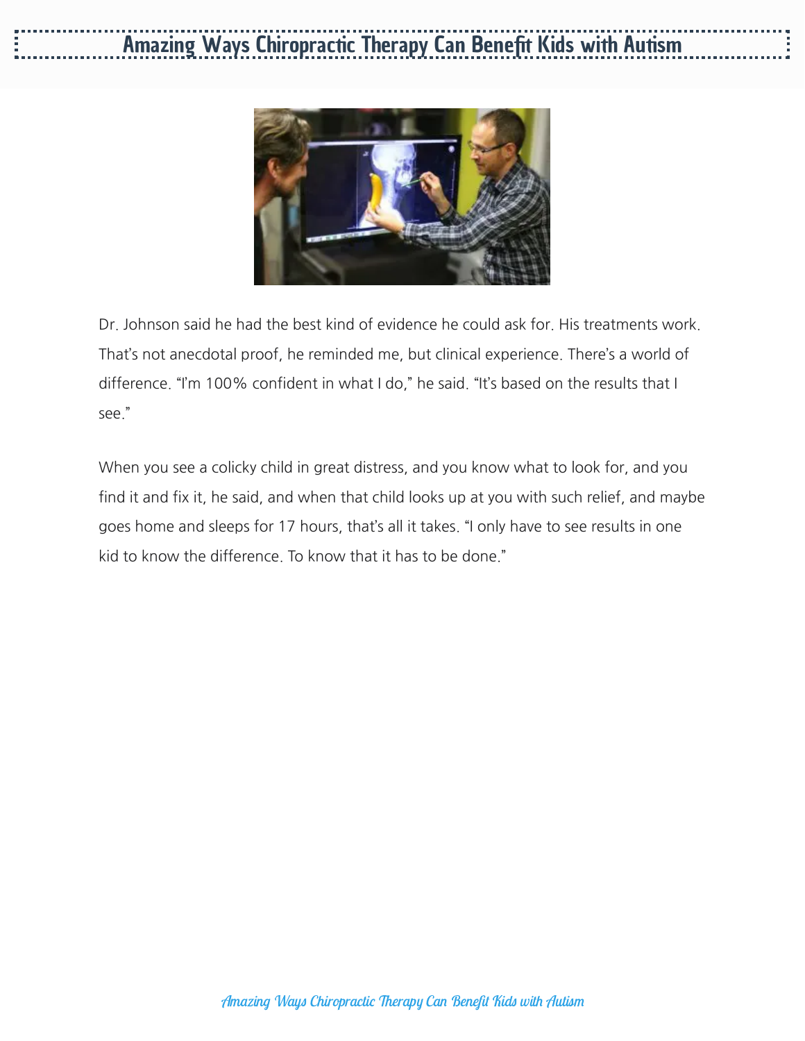Dr. Johnson said he had the best kind of evidence he could ask for. His treatments work. That's not anecdotal proof, he reminded me, but clinical experience. There's a world of difference. "I'm 100% confident in what I do," he said. "It's based on the results that I see."

When you see a colicky child in great distress, and you know what to look for, and you find it and fix it, he said, and when that child looks up at you with such relief, and maybe goes home and sleeps for 17 hours, that's all it takes. "I only have to see results in one kid to know the difference. To know that it has to be done."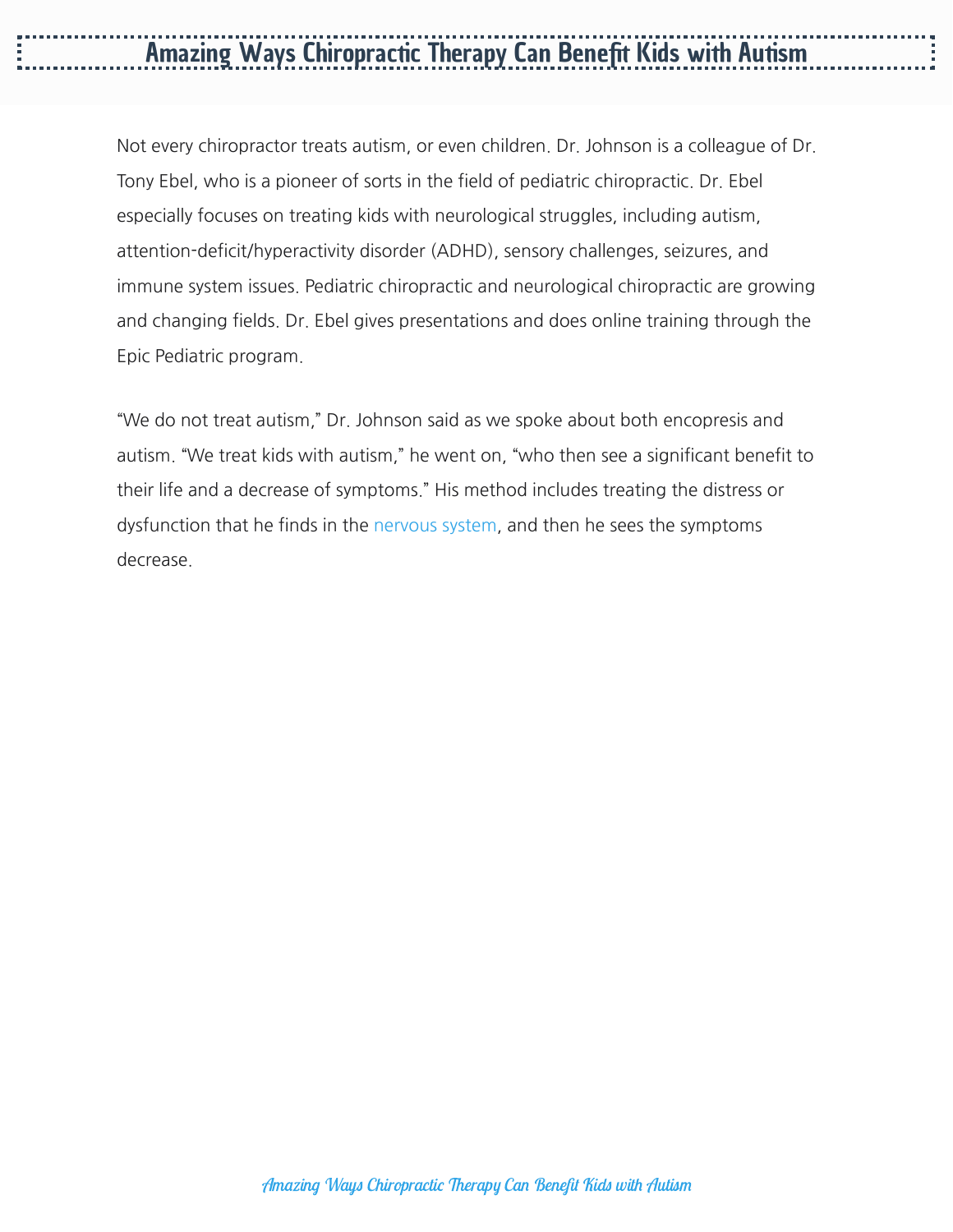# Amazing Ways Chiropractic Therapy Can Benefit Kids with Autism

Not every chiropractor treats autism, or even children. Dr. Johnson is a colleague of Dr. Tony Ebel, who is a pioneer of sorts in the field of pediatric chiropractic. Dr. Ebel especially focuses on treating kids with neurological struggles, including autism, attention-deficit/hyperactivity disorder (ADHD), sensory challenges, seizures, and immune system issues. Pediatric chiropractic and neurological chiropractic are growing and changing fields. Dr. Ebel gives presentations and does online training through the Epic Pediatric program.

"We do not treat autism," Dr. Johnson said as we spoke about both encopresis and autism. "We treat kids with autism," he went on, "who then see a significant benefit to their life and a decrease of symptoms." His method includes treating the distress or dysfunction that he finds in the nervous system, and then he sees the symptoms decrease.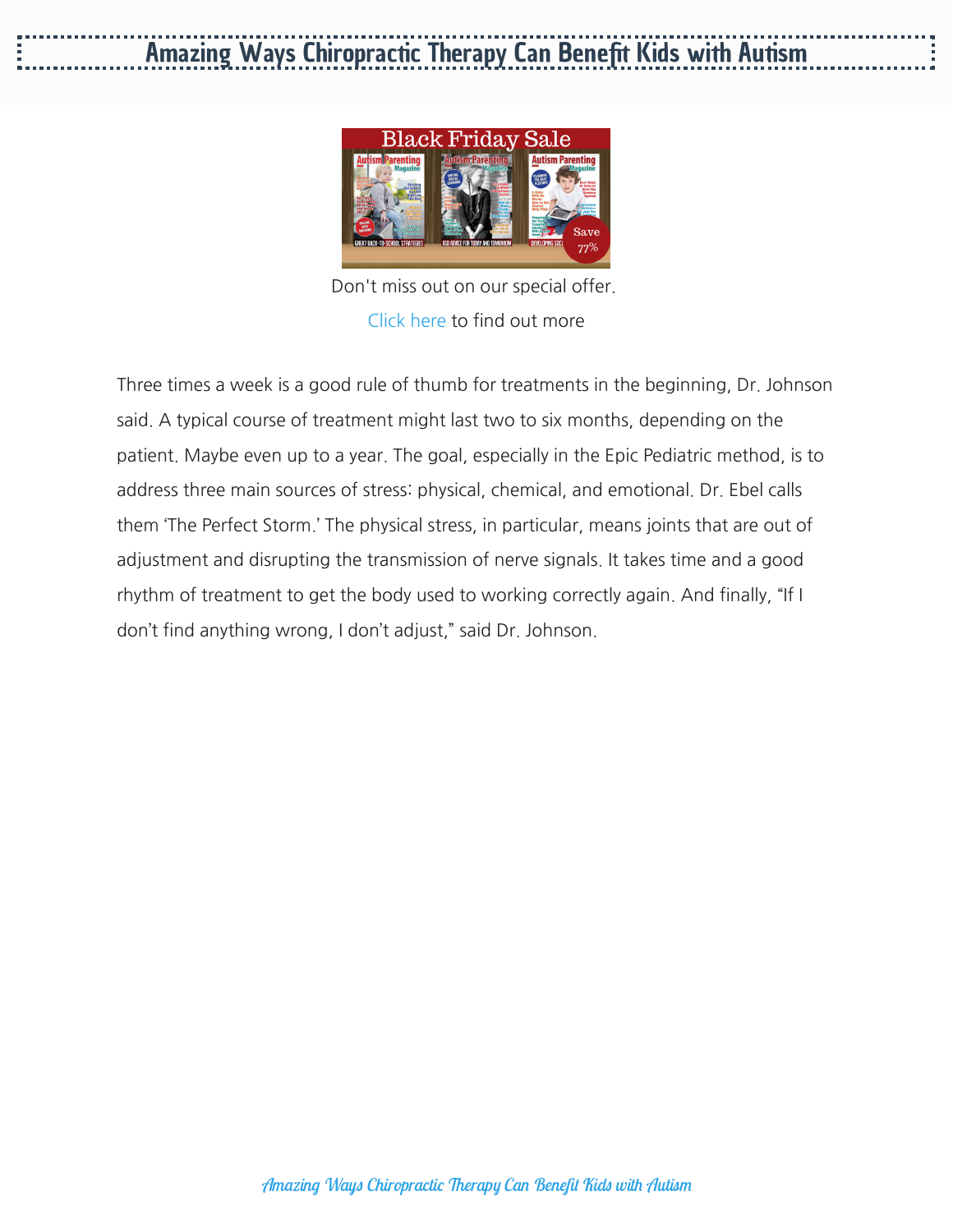Don't miss out on our special offer.

Click here to find out more

Three times a week is a good rule of thumb for treatments in the beginning, Dr. Johnson said. A typical course of treatment might last two to six months, depending on the patient. Maybe even up to a year. The goal, especially in the Epic Pediatric method, is to address three main sources of stress: physical, chemical, and emotional. Dr. Ebel calls them 'The Perfect Storm.' The physical stress, in particular, means joints that are out of adjustment and disrupting the transmission of nerve signals. It takes time and a good rhythm of treatment to get the body used to working correctly again. And finally, "If I don't find anything wrong, I don't adjust," said Dr. Johnson.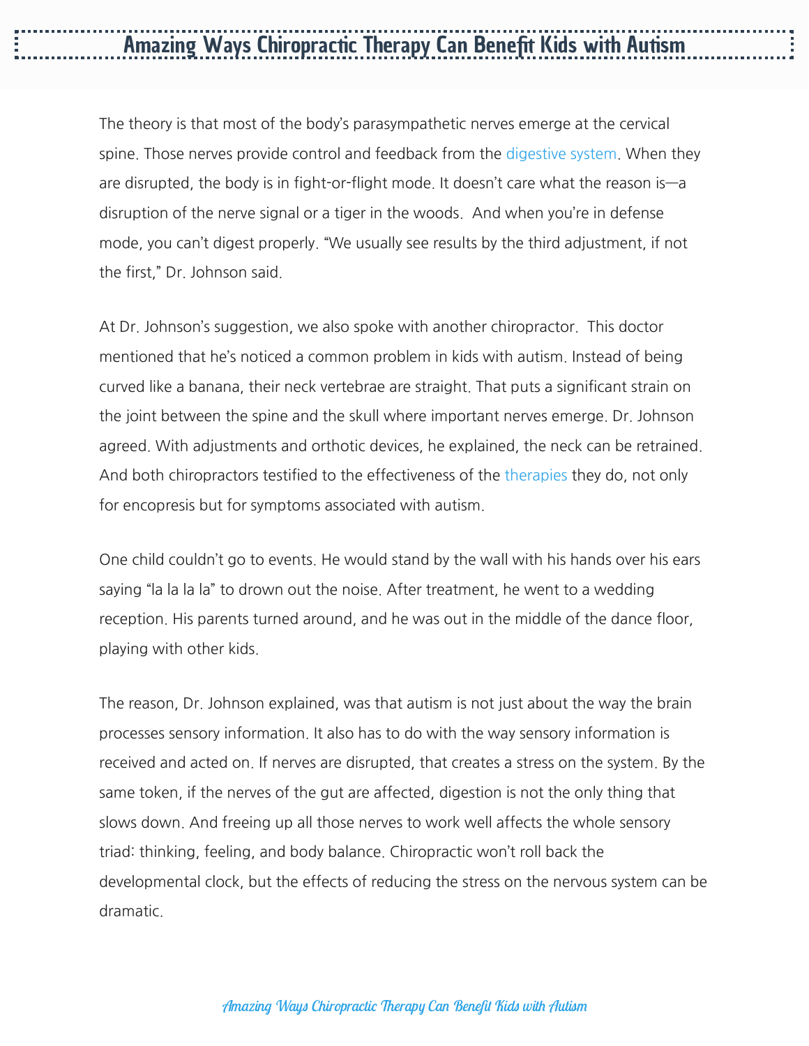# Amazing Ways Chiropractic Therapy Can Benefit Kids with Autism

The theory is that most of the body's parasympathetic nerves emerge at the cervical spine. Those nerves provide control and feedback from the digestive system. When they are disrupted, the body is in fight-or-flight mode. It doesn't care what the reason is—a disruption of the nerve signal or a tiger in the woods. And when you're in defense mode, you can't digest properly. "We usually see results by the third adjustment, if not the first," Dr. Johnson said.

At Dr. Johnson's suggestion, we also spoke with another chiropractor. This doctor mentioned that he's noticed a common problem in kids with autism. Instead of being curved like a banana, their neck vertebrae are straight. That puts a significant strain on the joint between the spine and the skull where important nerves emerge. Dr. Johnson agreed. With adjustments and orthotic devices, he explained, the neck can be retrained. And both chiropractors testified to the effectiveness of the therapies they do, not only for encopresis but for symptoms associated with autism.

One child couldn't go to events. He would stand by the wall with his hands over his ears saying "la la la la" to drown out the noise. After treatment, he went to a wedding reception. His parents turned around, and he was out in the middle of the dance floor, playing with other kids.

The reason, Dr. Johnson explained, was that autism is not just about the way the brain processes sensory information. It also has to do with the way sensory information is received and acted on. If nerves are disrupted, that creates a stress on the system. By the same token, if the nerves of the gut are affected, digestion is not the only thing that slows down. And freeing up all those nerves to work well affects the whole sensory triad: thinking, feeling, and body balance. Chiropractic won't roll back the developmental clock, but the effects of reducing the stress on the nervous system can be dramatic.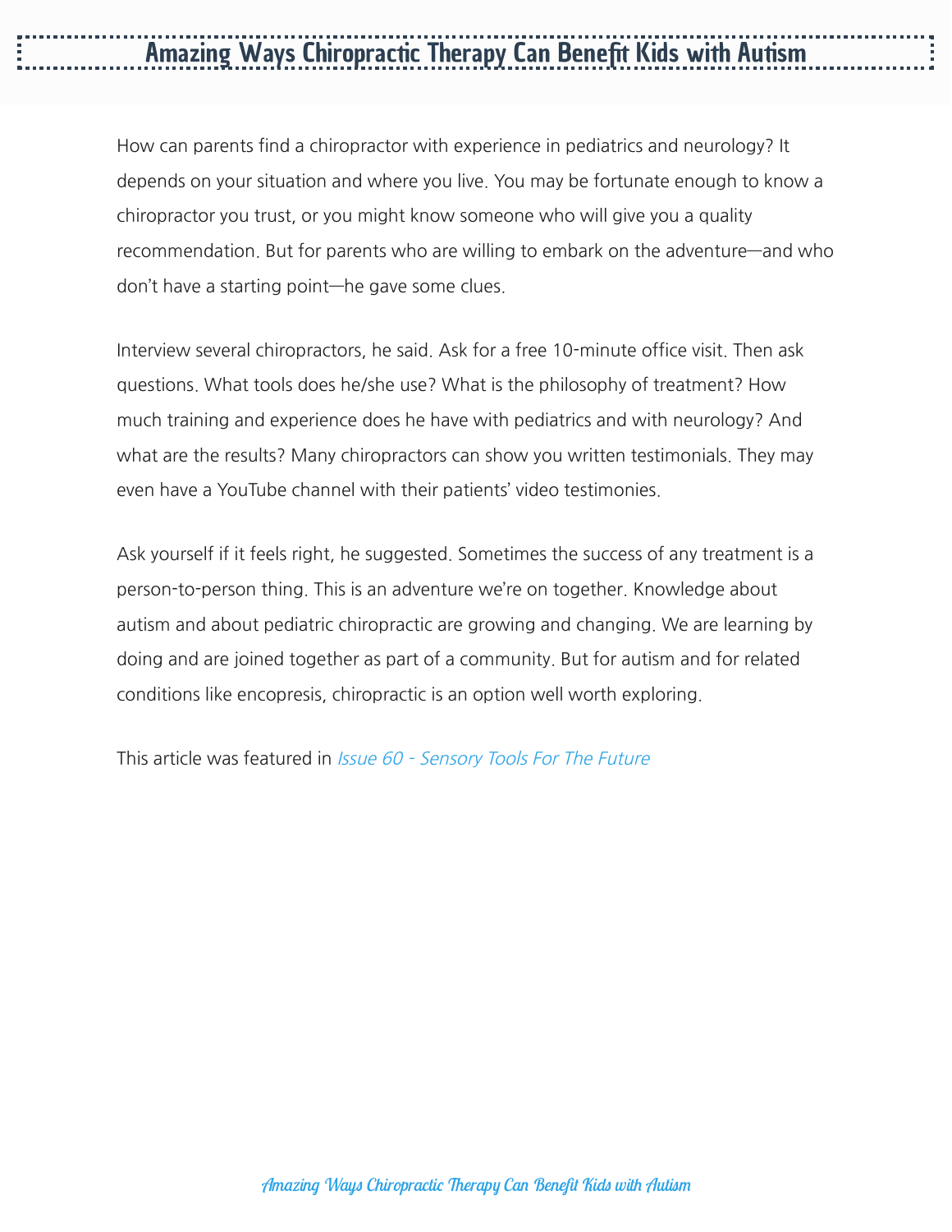How can parents find a chiropractor with experience in pediatrics and neurology? It depends on your situation and where you live. You may be fortunate enough to know a chiropractor you trust, or you might know someone who will give you a quality recommendation. But for parents who are willing to embark on the adventure—and who don't have a starting point—he gave some clues.

Interview several chiropractors, he said. Ask for a free 10-minute office visit. Then ask questions. What tools does he/she use? What is the philosophy of treatment? How much training and experience does he have with pediatrics and with neurology? And what are the results? Many chiropractors can show you written testimonials. They may even have a YouTube channel with their patients' video testimonies.

Ask yourself if it feels right, he suggested. Sometimes the success of any treatment is a person-to-person thing. This is an adventure we're on together. Knowledge about autism and about pediatric chiropractic are growing and changing. We are learning by doing and are joined together as part of a community. But for autism and for related conditions like encopresis, chiropractic is an option well worth exploring.

This article was featured in *Issue 60 - Sensory Tools For The Future*